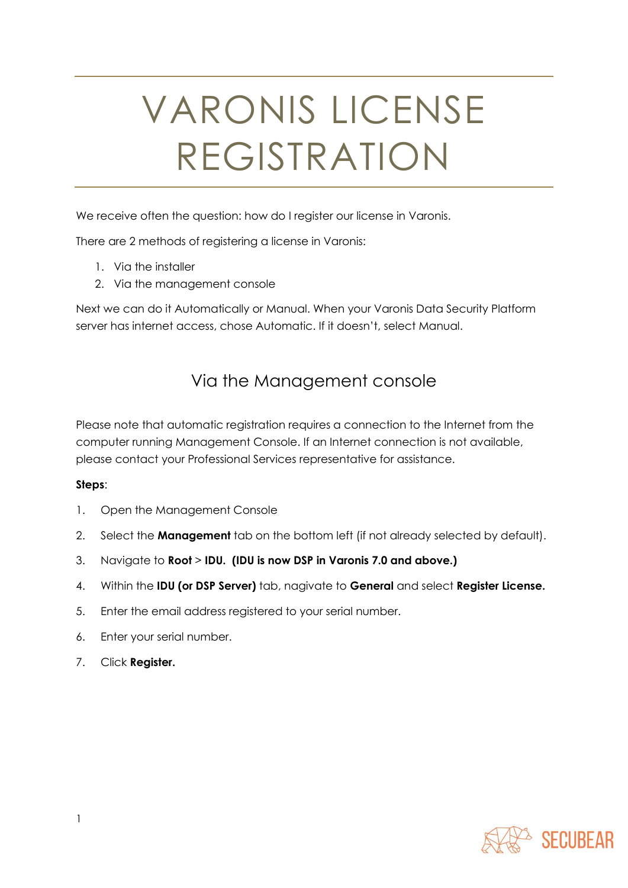# VARONIS LICENSE REGISTRATION

We receive often the question: how do I register our license in Varonis.

There are 2 methods of registering a license in Varonis:

1. Via the installer
2. Via the management console

Next we can do it Automatically or Manual. When your Varonis Data Security Platform server has internet access, chose Automatic. If it doesn't, select Manual.

## Via the Management console

Please note that automatic registration requires a connection to the Internet from the computer running Management Console. If an Internet connection is not available, please contact your Professional Services representative for assistance.

**Steps**:

1. Open the Management Console
2. Select the **Management** tab on the bottom left (if not already selected by default).
3. Navigate to **Root** > **IDU. (IDU is now DSP in Varonis 7.0 and above.)**
4. Within the **IDU (or DSP Server)** tab, nagivate to **General** and select **Register License.**
5. Enter the email address registered to your serial number.
6. Enter your serial number.
7. Click **Register.**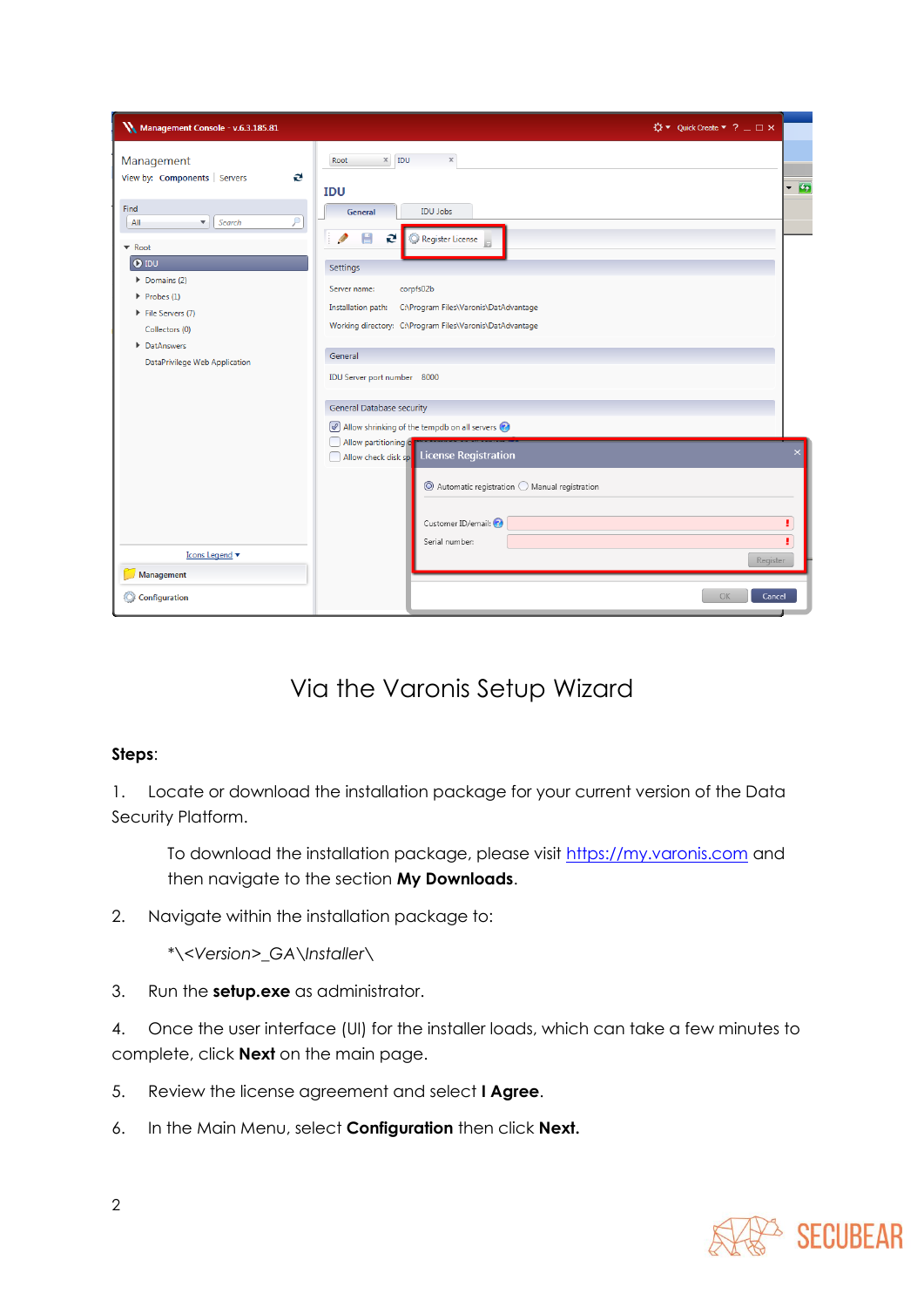## Via the Varonis Setup Wizard

**Steps**:

1. Locate or download the installation package for your current version of the Data Security Platform.

   To download the installation package, please visit https://my.varonis.com and then navigate to the section **My Downloads**.

2. Navigate within the installation package to:

   *\<Version>_GA\Installer\

3. Run the **setup.exe** as administrator.

4. Once the user interface (UI) for the installer loads, which can take a few minutes to complete, click **Next** on the main page.

5. Review the license agreement and select **I Agree**.

6. In the Main Menu, select **Configuration** then click **Next.**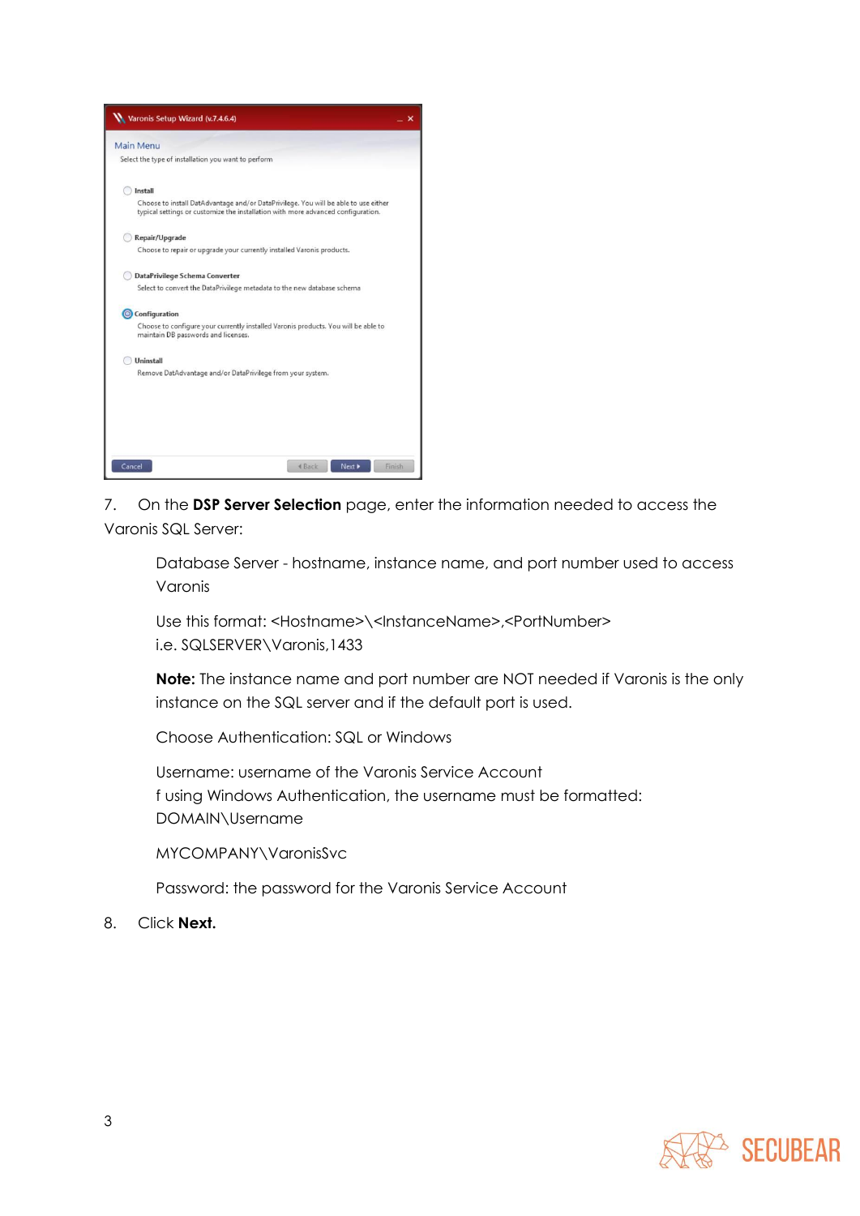7. On the **DSP Server Selection** page, enter the information needed to access the Varonis SQL Server:

   Database Server - hostname, instance name, and port number used to access Varonis

   Use this format: <Hostname>\<InstanceName>,<PortNumber>
   i.e. SQLSERVER\Varonis,1433

   **Note:** The instance name and port number are NOT needed if Varonis is the only instance on the SQL server and if the default port is used.

   Choose Authentication: SQL or Windows

   Username: username of the Varonis Service Account
   f using Windows Authentication, the username must be formatted: DOMAIN\Username

   MYCOMPANY\VaronisSvc

   Password: the password for the Varonis Service Account

8. Click **Next.**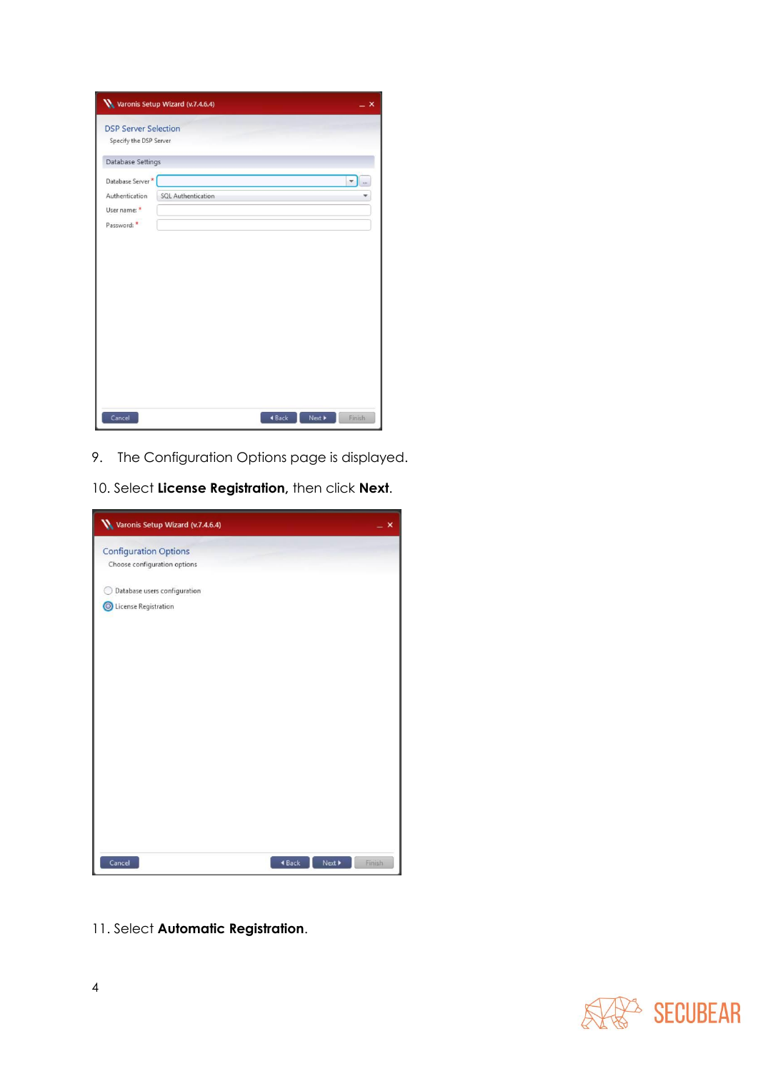9. The Configuration Options page is displayed.

10. Select **License Registration,** then click **Next**.

11. Select **Automatic Registration**.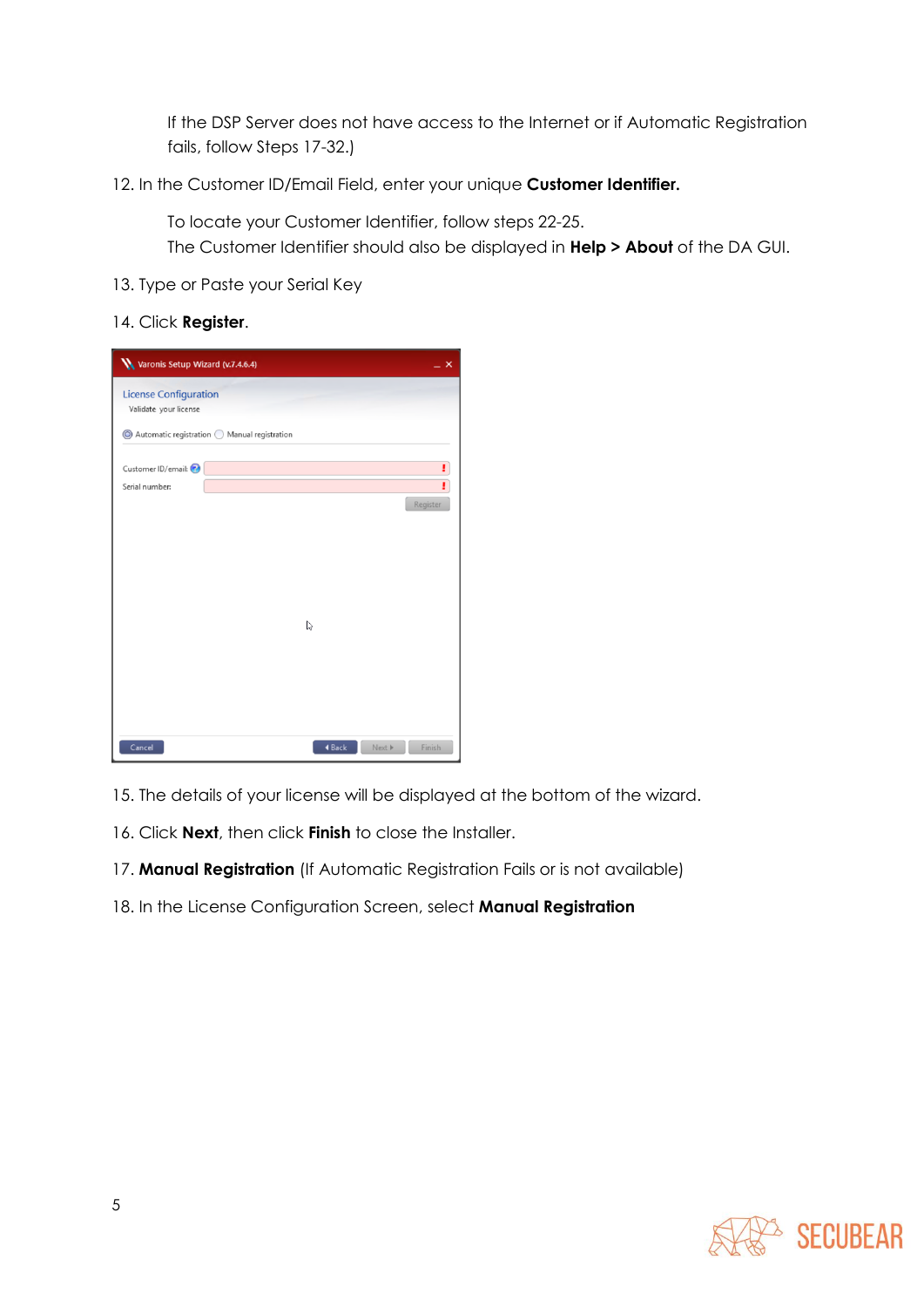If the DSP Server does not have access to the Internet or if Automatic Registration fails, follow Steps 17-32.)

12. In the Customer ID/Email Field, enter your unique **Customer Identifier.**

    To locate your Customer Identifier, follow steps 22-25.
    The Customer Identifier should also be displayed in **Help > About** of the DA GUI.

13. Type or Paste your Serial Key

14. Click **Register**.

15. The details of your license will be displayed at the bottom of the wizard.

16. Click **Next**, then click **Finish** to close the Installer.

17. **Manual Registration** (If Automatic Registration Fails or is not available)

18. In the License Configuration Screen, select **Manual Registration**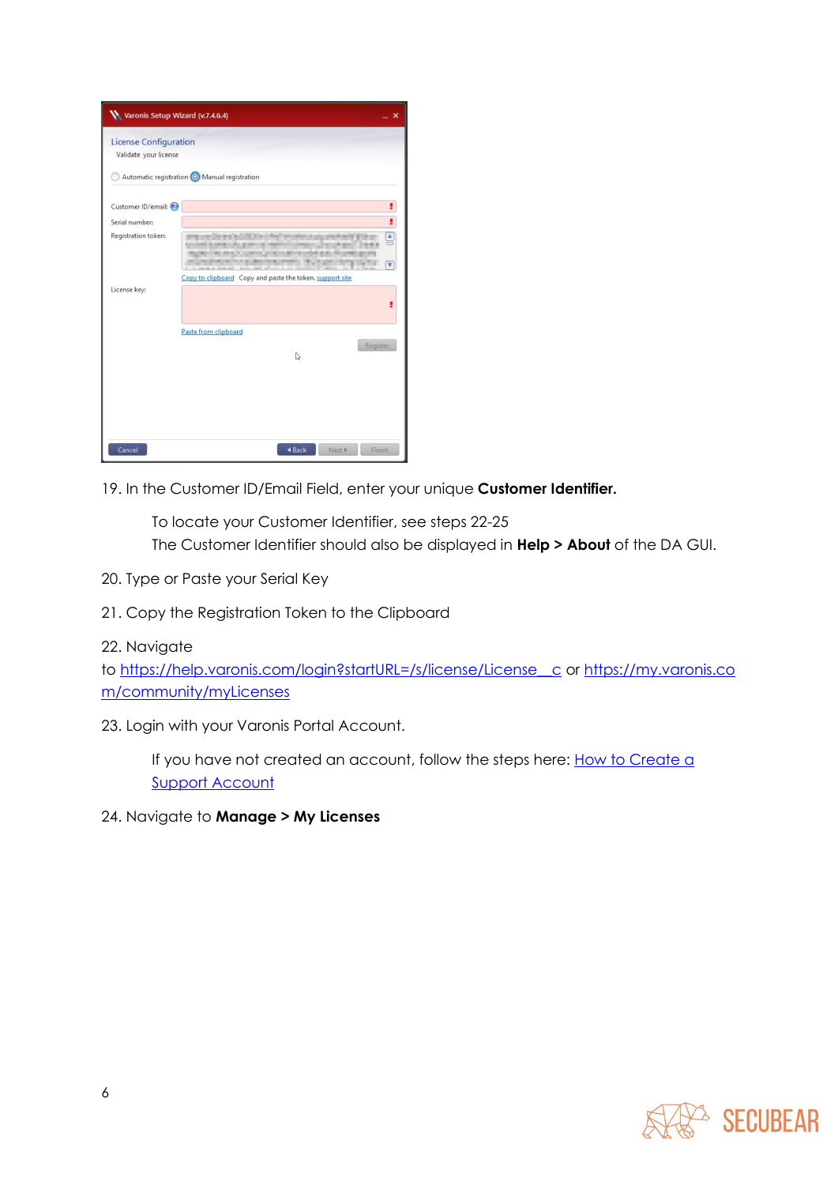19. In the Customer ID/Email Field, enter your unique **Customer Identifier.**

    To locate your Customer Identifier, see steps 22-25
    The Customer Identifier should also be displayed in **Help > About** of the DA GUI.

20. Type or Paste your Serial Key

21. Copy the Registration Token to the Clipboard

22. Navigate to https://help.varonis.com/login?startURL=/s/license/License__c or https://my.varonis.com/community/myLicenses

23. Login with your Varonis Portal Account.

    If you have not created an account, follow the steps here: How to Create a Support Account

24. Navigate to **Manage > My Licenses**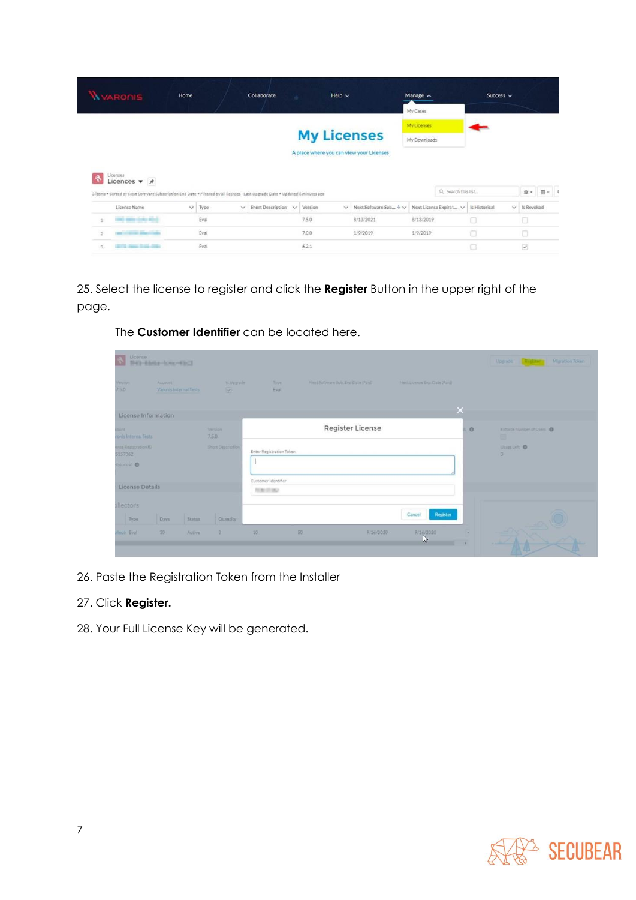25. Select the license to register and click the **Register** Button in the upper right of the page.

    The **Customer Identifier** can be located here.

26. Paste the Registration Token from the Installer

27. Click **Register.**

28. Your Full License Key will be generated.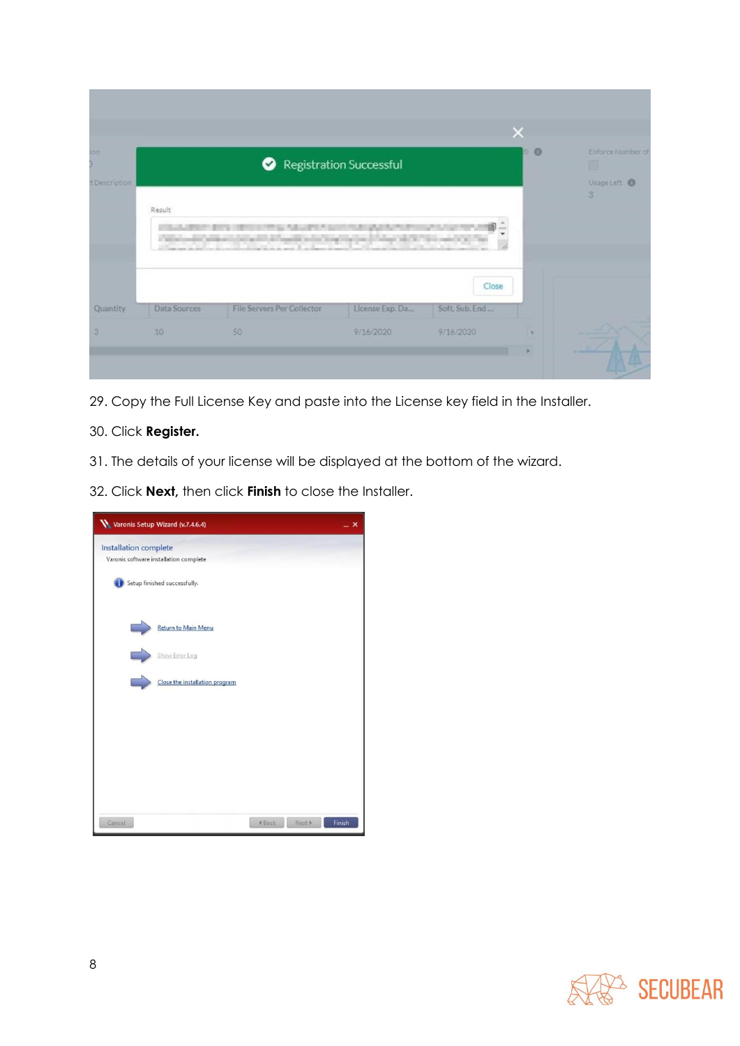29. Copy the Full License Key and paste into the License key field in the Installer.

30. Click **Register.**

31. The details of your license will be displayed at the bottom of the wizard.

32. Click **Next,** then click **Finish** to close the Installer.